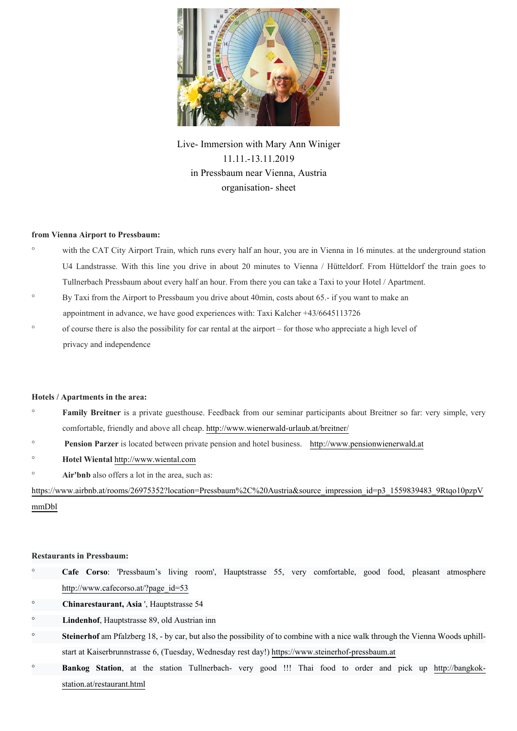Live- Immersion with Mary Ann Winiger
11.11.-13.11.2019
in Pressbaum near Vienna, Austria
organisation- sheet

**from Vienna Airport to Pressbaum:**

- with the CAT City Airport Train, which runs every half an hour, you are in Vienna in 16 minutes. at the underground station U4 Landstrasse. With this line you drive in about 20 minutes to Vienna / Hütteldorf. From Hütteldorf the train goes to Tullnerbach Pressbaum about every half an hour. From there you can take a Taxi to your Hotel / Apartment.
- By Taxi from the Airport to Pressbaum you drive about 40min, costs about 65.- if you want to make an appointment in advance, we have good experiences with: Taxi Kalcher +43/6645113726
- of course there is also the possibility for car rental at the airport – for those who appreciate a high level of privacy and independence

**Hotels / Apartments in the area:**

- **Family Breitner** is a private guesthouse. Feedback from our seminar participants about Breitner so far: very simple, very comfortable, friendly and above all cheap. http://www.wienerwald-urlaub.at/breitner/
- **Pension Parzer** is located between private pension and hotel business. http://www.pensionwienerwald.at
- **Hotel Wiental** http://www.wiental.com
- **Air'bnb** also offers a lot in the area, such as:

https://www.airbnb.at/rooms/26975352?location=Pressbaum%2C%20Austria&source_impression_id=p3_1559839483_9Rtqo10pzpVmmDbl

**Restaurants in Pressbaum:**

- **Cafe Corso**: 'Pressbaum's living room', Hauptstrasse 55, very comfortable, good food, pleasant atmosphere http://www.cafecorso.at/?page_id=53
- **Chinarestaurant, Asia** ', Hauptstrasse 54
- **Lindenhof**, Hauptstrasse 89, old Austrian inn
- **Steinerhof** am Pfalzberg 18, - by car, but also the possibility of to combine with a nice walk through the Vienna Woods uphill- start at Kaiserbrunnstrasse 6, (Tuesday, Wednesday rest day!) https://www.steinerhof-pressbaum.at
- **Bankog Station**, at the station Tullnerbach- very good !!! Thai food to order and pick up http://bangkok-station.at/restaurant.html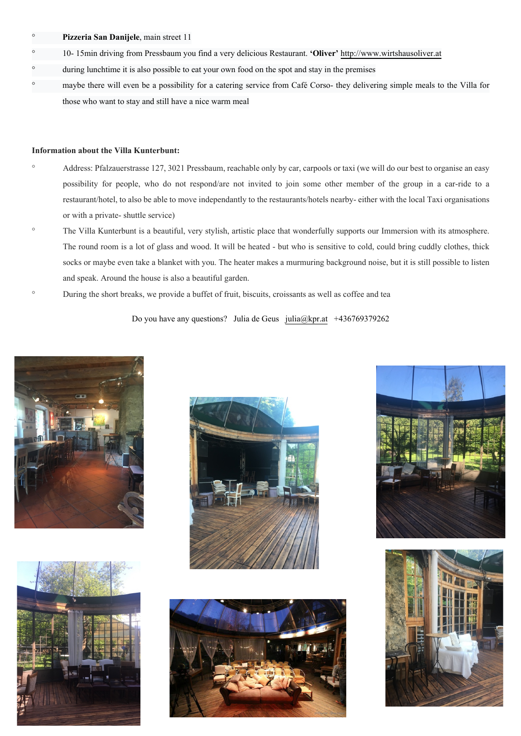- **Pizzeria San Danijele**, main street 11
- 10- 15min driving from Pressbaum you find a very delicious Restaurant. **'Oliver'** http://www.wirtshausoliver.at
- during lunchtime it is also possible to eat your own food on the spot and stay in the premises
- maybe there will even be a possibility for a catering service from Café Corso- they delivering simple meals to the Villa for those who want to stay and still have a nice warm meal

**Information about the Villa Kunterbunt:**

- Address: Pfalzauerstrasse 127, 3021 Pressbaum, reachable only by car, carpools or taxi (we will do our best to organise an easy possibility for people, who do not respond/are not invited to join some other member of the group in a car-ride to a restaurant/hotel, to also be able to move independantly to the restaurants/hotels nearby- either with the local Taxi organisations or with a private- shuttle service)
- The Villa Kunterbunt is a beautiful, very stylish, artistic place that wonderfully supports our Immersion with its atmosphere. The round room is a lot of glass and wood. It will be heated - but who is sensitive to cold, could bring cuddly clothes, thick socks or maybe even take a blanket with you. The heater makes a murmuring background noise, but it is still possible to listen and speak. Around the house is also a beautiful garden.
- During the short breaks, we provide a buffet of fruit, biscuits, croissants as well as coffee and tea

Do you have any questions? Julia de Geus julia@kpr.at +436769379262